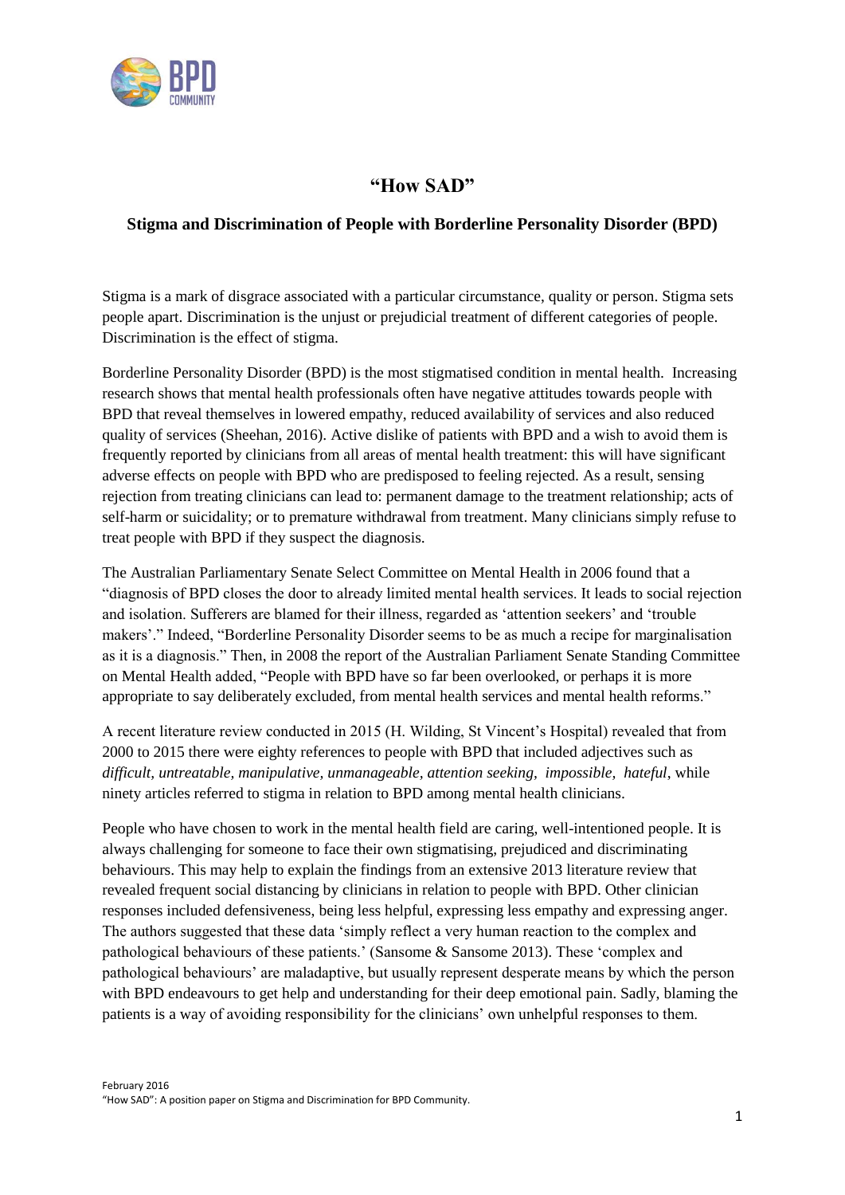# "How SAD"

## Stigma and Discrimination of People with Borderline Personality Disorder (BPD)

Stigma is a mark of disgrace associated with a particular circumstance, quality or person. Stigma sets people apart. Discrimination is the unjust or prejudicial treatment of different categories of people. Discrimination is the effect of stigma.

Borderline Personality Disorder (BPD) is the most stigmatised condition in mental health. Increasing research shows that mental health professionals often have negative attitudes towards people with BPD that reveal themselves in lowered empathy, reduced availability of services and also reduced quality of services (Sheehan, 2016). Active dislike of patients with BPD and a wish to avoid them is frequently reported by clinicians from all areas of mental health treatment: this will have significant adverse effects on people with BPD who are predisposed to feeling rejected. As a result, sensing rejection from treating clinicians can lead to: permanent damage to the treatment relationship; acts of self-harm or suicidality; or to premature withdrawal from treatment. Many clinicians simply refuse to treat people with BPD if they suspect the diagnosis.

The Australian Parliamentary Senate Select Committee on Mental Health in 2006 found that a "diagnosis of BPD closes the door to already limited mental health services. It leads to social rejection and isolation. Sufferers are blamed for their illness, regarded as 'attention seekers' and 'trouble makers'." Indeed, "Borderline Personality Disorder seems to be as much a recipe for marginalisation as it is a diagnosis." Then, in 2008 the report of the Australian Parliament Senate Standing Committee on Mental Health added, "People with BPD have so far been overlooked, or perhaps it is more appropriate to say deliberately excluded, from mental health services and mental health reforms."

A recent literature review conducted in 2015 (H. Wilding, St Vincent's Hospital) revealed that from 2000 to 2015 there were eighty references to people with BPD that included adjectives such as *difficult, untreatable, manipulative, unmanageable, attention seeking, impossible, hateful*, while ninety articles referred to stigma in relation to BPD among mental health clinicians.

People who have chosen to work in the mental health field are caring, well-intentioned people. It is always challenging for someone to face their own stigmatising, prejudiced and discriminating behaviours. This may help to explain the findings from an extensive 2013 literature review that revealed frequent social distancing by clinicians in relation to people with BPD. Other clinician responses included defensiveness, being less helpful, expressing less empathy and expressing anger. The authors suggested that these data 'simply reflect a very human reaction to the complex and pathological behaviours of these patients.' (Sansome & Sansome 2013). These 'complex and pathological behaviours' are maladaptive, but usually represent desperate means by which the person with BPD endeavours to get help and understanding for their deep emotional pain. Sadly, blaming the patients is a way of avoiding responsibility for the clinicians' own unhelpful responses to them.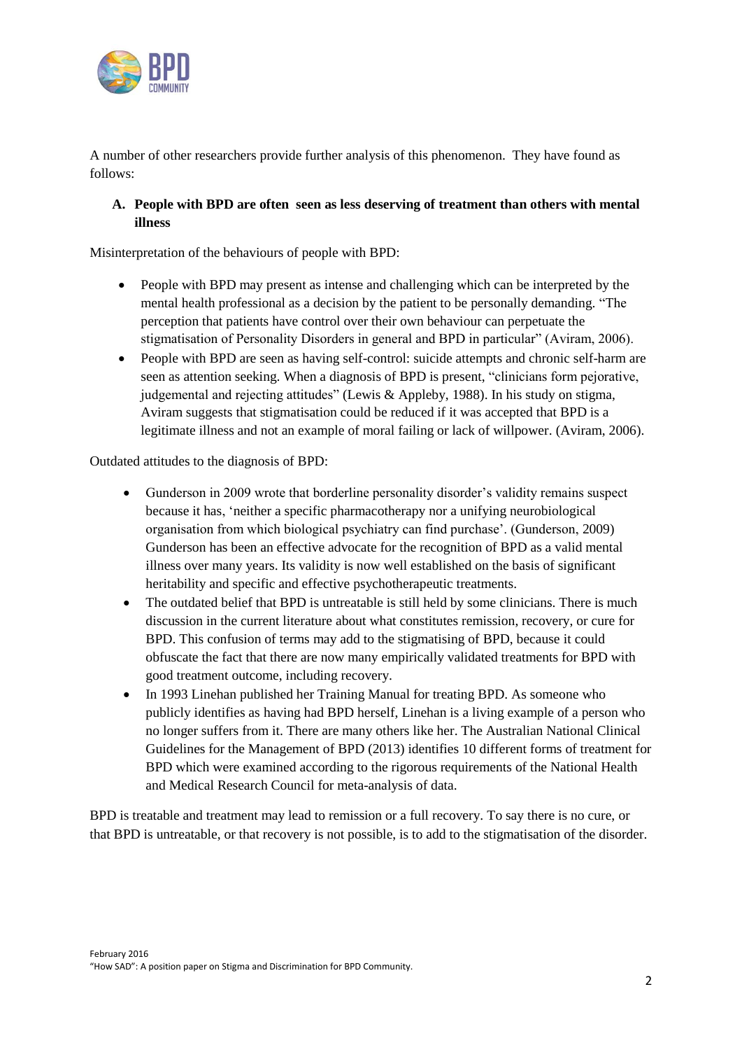A number of other researchers provide further analysis of this phenomenon. They have found as follows:

**A. People with BPD are often seen as less deserving of treatment than others with mental illness**

Misinterpretation of the behaviours of people with BPD:

- People with BPD may present as intense and challenging which can be interpreted by the mental health professional as a decision by the patient to be personally demanding. "The perception that patients have control over their own behaviour can perpetuate the stigmatisation of Personality Disorders in general and BPD in particular" (Aviram, 2006).
- People with BPD are seen as having self-control: suicide attempts and chronic self-harm are seen as attention seeking. When a diagnosis of BPD is present, "clinicians form pejorative, judgemental and rejecting attitudes" (Lewis & Appleby, 1988). In his study on stigma, Aviram suggests that stigmatisation could be reduced if it was accepted that BPD is a legitimate illness and not an example of moral failing or lack of willpower. (Aviram, 2006).

Outdated attitudes to the diagnosis of BPD:

- Gunderson in 2009 wrote that borderline personality disorder's validity remains suspect because it has, 'neither a specific pharmacotherapy nor a unifying neurobiological organisation from which biological psychiatry can find purchase'. (Gunderson, 2009) Gunderson has been an effective advocate for the recognition of BPD as a valid mental illness over many years. Its validity is now well established on the basis of significant heritability and specific and effective psychotherapeutic treatments.
- The outdated belief that BPD is untreatable is still held by some clinicians. There is much discussion in the current literature about what constitutes remission, recovery, or cure for BPD. This confusion of terms may add to the stigmatising of BPD, because it could obfuscate the fact that there are now many empirically validated treatments for BPD with good treatment outcome, including recovery.
- In 1993 Linehan published her Training Manual for treating BPD. As someone who publicly identifies as having had BPD herself, Linehan is a living example of a person who no longer suffers from it. There are many others like her. The Australian National Clinical Guidelines for the Management of BPD (2013) identifies 10 different forms of treatment for BPD which were examined according to the rigorous requirements of the National Health and Medical Research Council for meta-analysis of data.

BPD is treatable and treatment may lead to remission or a full recovery. To say there is no cure, or that BPD is untreatable, or that recovery is not possible, is to add to the stigmatisation of the disorder.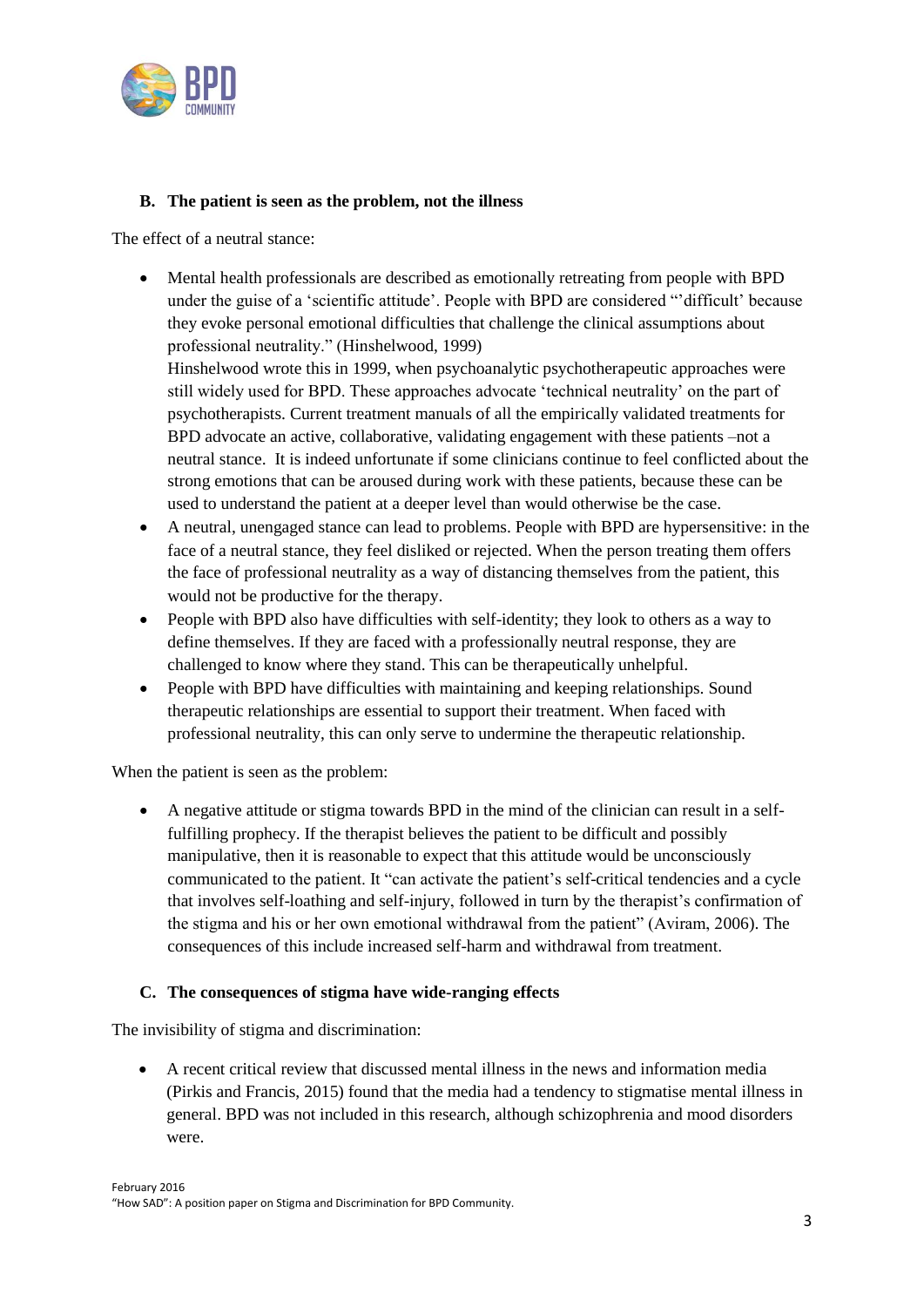### B. The patient is seen as the problem, not the illness

The effect of a neutral stance:

- Mental health professionals are described as emotionally retreating from people with BPD under the guise of a 'scientific attitude'. People with BPD are considered "'difficult' because they evoke personal emotional difficulties that challenge the clinical assumptions about professional neutrality." (Hinshelwood, 1999)
  Hinshelwood wrote this in 1999, when psychoanalytic psychotherapeutic approaches were still widely used for BPD. These approaches advocate 'technical neutrality' on the part of psychotherapists. Current treatment manuals of all the empirically validated treatments for BPD advocate an active, collaborative, validating engagement with these patients –not a neutral stance. It is indeed unfortunate if some clinicians continue to feel conflicted about the strong emotions that can be aroused during work with these patients, because these can be used to understand the patient at a deeper level than would otherwise be the case.
- A neutral, unengaged stance can lead to problems. People with BPD are hypersensitive: in the face of a neutral stance, they feel disliked or rejected. When the person treating them offers the face of professional neutrality as a way of distancing themselves from the patient, this would not be productive for the therapy.
- People with BPD also have difficulties with self-identity; they look to others as a way to define themselves. If they are faced with a professionally neutral response, they are challenged to know where they stand. This can be therapeutically unhelpful.
- People with BPD have difficulties with maintaining and keeping relationships. Sound therapeutic relationships are essential to support their treatment. When faced with professional neutrality, this can only serve to undermine the therapeutic relationship.

When the patient is seen as the problem:

- A negative attitude or stigma towards BPD in the mind of the clinician can result in a self-fulfilling prophecy. If the therapist believes the patient to be difficult and possibly manipulative, then it is reasonable to expect that this attitude would be unconsciously communicated to the patient. It "can activate the patient's self-critical tendencies and a cycle that involves self-loathing and self-injury, followed in turn by the therapist's confirmation of the stigma and his or her own emotional withdrawal from the patient" (Aviram, 2006). The consequences of this include increased self-harm and withdrawal from treatment.

### C. The consequences of stigma have wide-ranging effects

The invisibility of stigma and discrimination:

- A recent critical review that discussed mental illness in the news and information media (Pirkis and Francis, 2015) found that the media had a tendency to stigmatise mental illness in general. BPD was not included in this research, although schizophrenia and mood disorders were.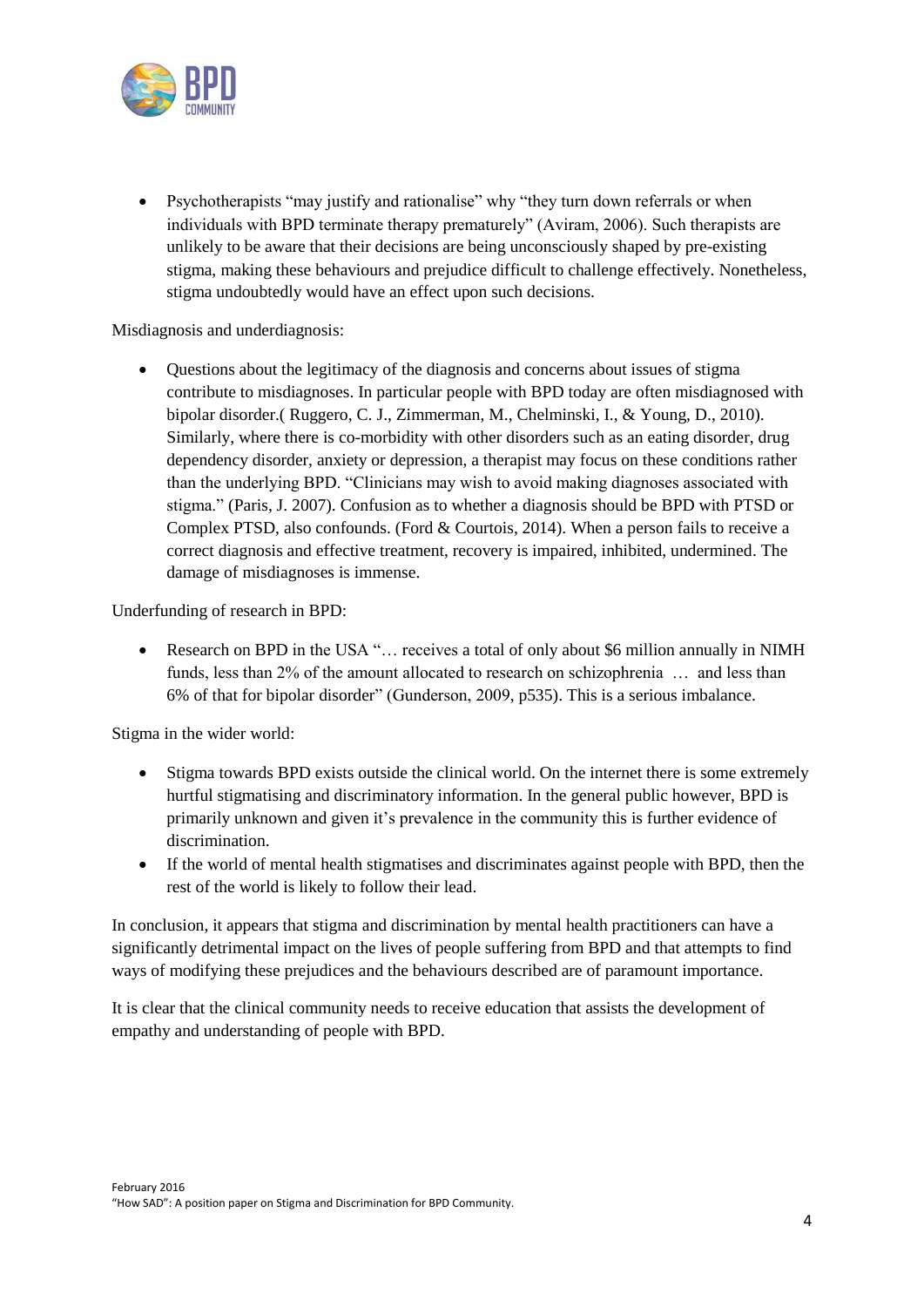- Psychotherapists "may justify and rationalise" why "they turn down referrals or when individuals with BPD terminate therapy prematurely" (Aviram, 2006). Such therapists are unlikely to be aware that their decisions are being unconsciously shaped by pre-existing stigma, making these behaviours and prejudice difficult to challenge effectively. Nonetheless, stigma undoubtedly would have an effect upon such decisions.

Misdiagnosis and underdiagnosis:

- Questions about the legitimacy of the diagnosis and concerns about issues of stigma contribute to misdiagnoses. In particular people with BPD today are often misdiagnosed with bipolar disorder.( Ruggero, C. J., Zimmerman, M., Chelminski, I., & Young, D., 2010). Similarly, where there is co-morbidity with other disorders such as an eating disorder, drug dependency disorder, anxiety or depression, a therapist may focus on these conditions rather than the underlying BPD. "Clinicians may wish to avoid making diagnoses associated with stigma." (Paris, J. 2007). Confusion as to whether a diagnosis should be BPD with PTSD or Complex PTSD, also confounds. (Ford & Courtois, 2014). When a person fails to receive a correct diagnosis and effective treatment, recovery is impaired, inhibited, undermined. The damage of misdiagnoses is immense.

Underfunding of research in BPD:

- Research on BPD in the USA "… receives a total of only about $6 million annually in NIMH funds, less than 2% of the amount allocated to research on schizophrenia … and less than 6% of that for bipolar disorder" (Gunderson, 2009, p535). This is a serious imbalance.

Stigma in the wider world:

- Stigma towards BPD exists outside the clinical world. On the internet there is some extremely hurtful stigmatising and discriminatory information. In the general public however, BPD is primarily unknown and given it's prevalence in the community this is further evidence of discrimination.
- If the world of mental health stigmatises and discriminates against people with BPD, then the rest of the world is likely to follow their lead.

In conclusion, it appears that stigma and discrimination by mental health practitioners can have a significantly detrimental impact on the lives of people suffering from BPD and that attempts to find ways of modifying these prejudices and the behaviours described are of paramount importance.

It is clear that the clinical community needs to receive education that assists the development of empathy and understanding of people with BPD.